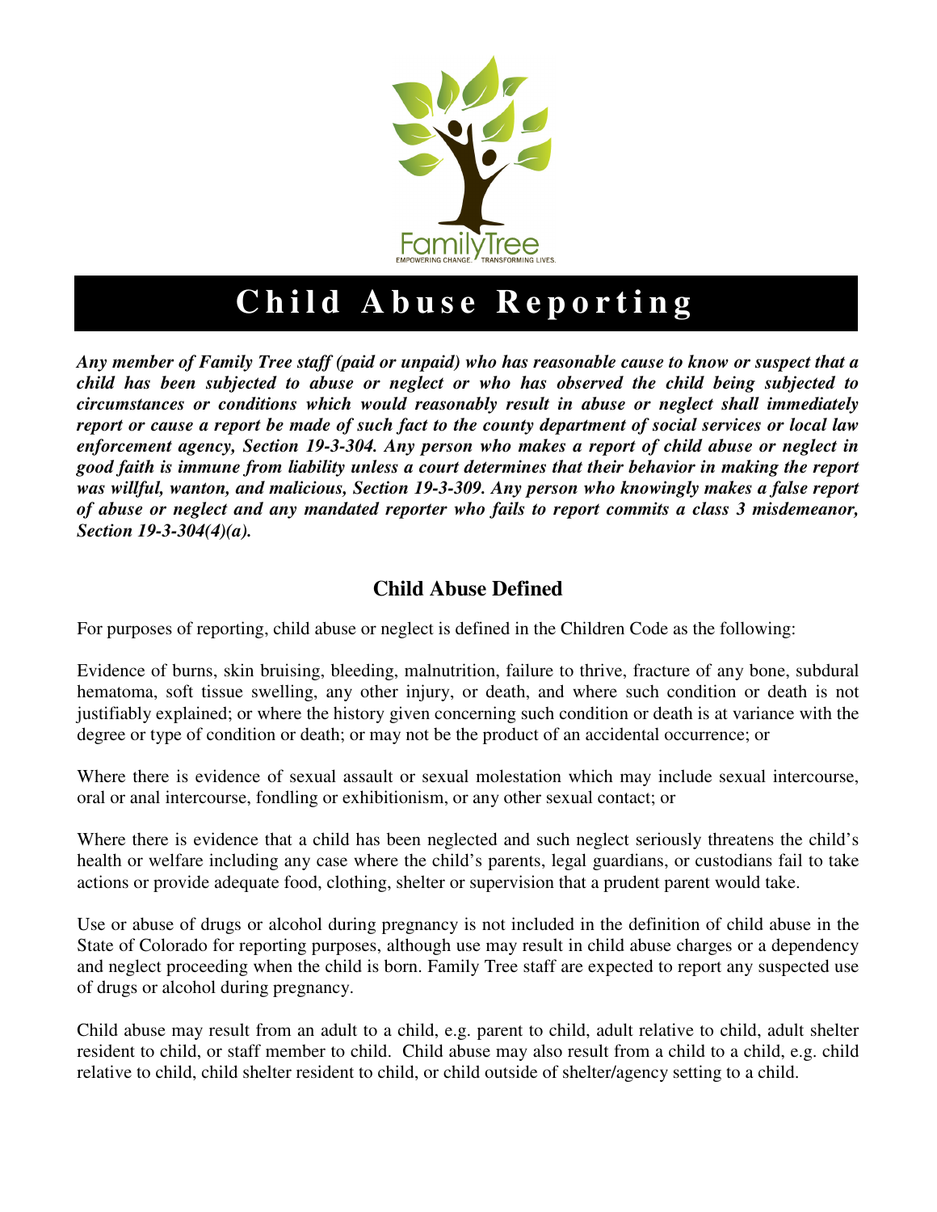FamilyTree

EMPOWERING CHANGE. TRANSFORMING LIVES.

# Child Abuse Reporting

***Any member of Family Tree staff (paid or unpaid) who has reasonable cause to know or suspect that a child has been subjected to abuse or neglect or who has observed the child being subjected to circumstances or conditions which would reasonably result in abuse or neglect shall immediately report or cause a report be made of such fact to the county department of social services or local law enforcement agency, Section 19-3-304. Any person who makes a report of child abuse or neglect in good faith is immune from liability unless a court determines that their behavior in making the report was willful, wanton, and malicious, Section 19-3-309. Any person who knowingly makes a false report of abuse or neglect and any mandated reporter who fails to report commits a class 3 misdemeanor, Section 19-3-304(4)(a).***

## Child Abuse Defined

For purposes of reporting, child abuse or neglect is defined in the Children Code as the following:

Evidence of burns, skin bruising, bleeding, malnutrition, failure to thrive, fracture of any bone, subdural hematoma, soft tissue swelling, any other injury, or death, and where such condition or death is not justifiably explained; or where the history given concerning such condition or death is at variance with the degree or type of condition or death; or may not be the product of an accidental occurrence; or

Where there is evidence of sexual assault or sexual molestation which may include sexual intercourse, oral or anal intercourse, fondling or exhibitionism, or any other sexual contact; or

Where there is evidence that a child has been neglected and such neglect seriously threatens the child's health or welfare including any case where the child's parents, legal guardians, or custodians fail to take actions or provide adequate food, clothing, shelter or supervision that a prudent parent would take.

Use or abuse of drugs or alcohol during pregnancy is not included in the definition of child abuse in the State of Colorado for reporting purposes, although use may result in child abuse charges or a dependency and neglect proceeding when the child is born. Family Tree staff are expected to report any suspected use of drugs or alcohol during pregnancy.

Child abuse may result from an adult to a child, e.g. parent to child, adult relative to child, adult shelter resident to child, or staff member to child. Child abuse may also result from a child to a child, e.g. child relative to child, child shelter resident to child, or child outside of shelter/agency setting to a child.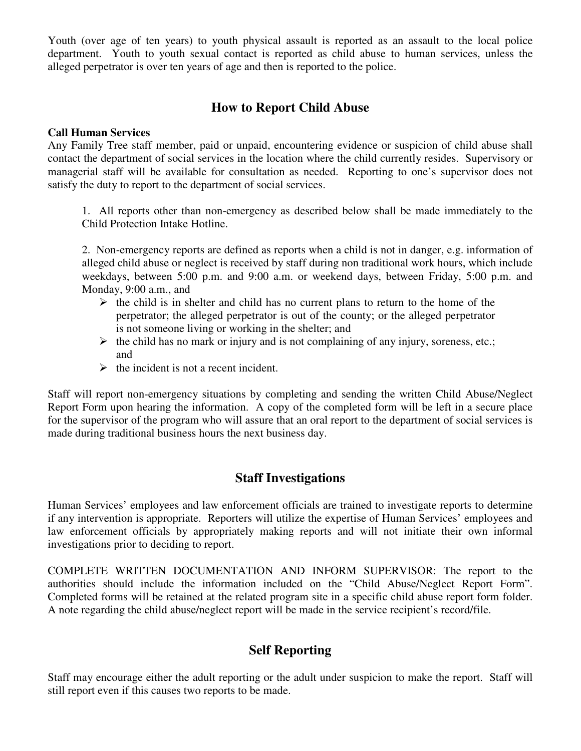Youth (over age of ten years) to youth physical assault is reported as an assault to the local police department. Youth to youth sexual contact is reported as child abuse to human services, unless the alleged perpetrator is over ten years of age and then is reported to the police.

## How to Report Child Abuse

**Call Human Services**
Any Family Tree staff member, paid or unpaid, encountering evidence or suspicion of child abuse shall contact the department of social services in the location where the child currently resides. Supervisory or managerial staff will be available for consultation as needed. Reporting to one's supervisor does not satisfy the duty to report to the department of social services.

1. All reports other than non-emergency as described below shall be made immediately to the Child Protection Intake Hotline.

2. Non-emergency reports are defined as reports when a child is not in danger, e.g. information of alleged child abuse or neglect is received by staff during non traditional work hours, which include weekdays, between 5:00 p.m. and 9:00 a.m. or weekend days, between Friday, 5:00 p.m. and Monday, 9:00 a.m., and
   - the child is in shelter and child has no current plans to return to the home of the perpetrator; the alleged perpetrator is out of the county; or the alleged perpetrator is not someone living or working in the shelter; and
   - the child has no mark or injury and is not complaining of any injury, soreness, etc.; and
   - the incident is not a recent incident.

Staff will report non-emergency situations by completing and sending the written Child Abuse/Neglect Report Form upon hearing the information. A copy of the completed form will be left in a secure place for the supervisor of the program who will assure that an oral report to the department of social services is made during traditional business hours the next business day.

## Staff Investigations

Human Services' employees and law enforcement officials are trained to investigate reports to determine if any intervention is appropriate. Reporters will utilize the expertise of Human Services' employees and law enforcement officials by appropriately making reports and will not initiate their own informal investigations prior to deciding to report.

COMPLETE WRITTEN DOCUMENTATION AND INFORM SUPERVISOR: The report to the authorities should include the information included on the "Child Abuse/Neglect Report Form". Completed forms will be retained at the related program site in a specific child abuse report form folder. A note regarding the child abuse/neglect report will be made in the service recipient's record/file.

## Self Reporting

Staff may encourage either the adult reporting or the adult under suspicion to make the report. Staff will still report even if this causes two reports to be made.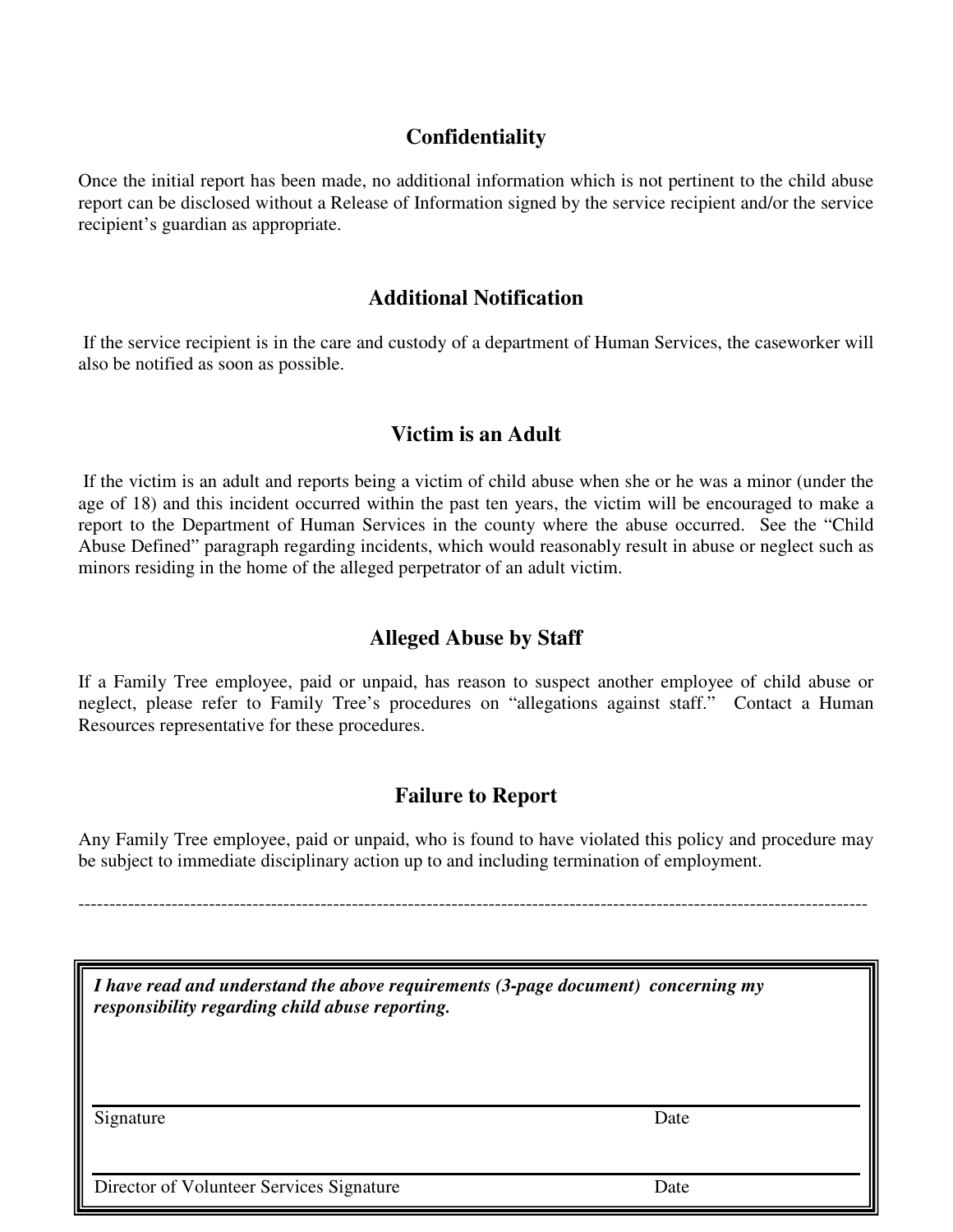## Confidentiality

Once the initial report has been made, no additional information which is not pertinent to the child abuse report can be disclosed without a Release of Information signed by the service recipient and/or the service recipient's guardian as appropriate.

## Additional Notification

If the service recipient is in the care and custody of a department of Human Services, the caseworker will also be notified as soon as possible.

## Victim is an Adult

If the victim is an adult and reports being a victim of child abuse when she or he was a minor (under the age of 18) and this incident occurred within the past ten years, the victim will be encouraged to make a report to the Department of Human Services in the county where the abuse occurred. See the "Child Abuse Defined" paragraph regarding incidents, which would reasonably result in abuse or neglect such as minors residing in the home of the alleged perpetrator of an adult victim.

## Alleged Abuse by Staff

If a Family Tree employee, paid or unpaid, has reason to suspect another employee of child abuse or neglect, please refer to Family Tree's procedures on "allegations against staff." Contact a Human Resources representative for these procedures.

## Failure to Report

Any Family Tree employee, paid or unpaid, who is found to have violated this policy and procedure may be subject to immediate disciplinary action up to and including termination of employment.

---

***I have read and understand the above requirements (3-page document) concerning my responsibility regarding child abuse reporting.***

\_\_\_\_\_\_\_\_\_\_\_\_\_\_\_\_\_\_\_\_\_\_\_\_\_\_\_\_\_\_\_\_\_\_\_\_\_\_\_\_\_\_\_\_\_\_\_\_\_\_\_\_\_\_\_\_\_\_\_\_

Signature                                                                                    Date

\_\_\_\_\_\_\_\_\_\_\_\_\_\_\_\_\_\_\_\_\_\_\_\_\_\_\_\_\_\_\_\_\_\_\_\_\_\_\_\_\_\_\_\_\_\_\_\_\_\_\_\_\_\_\_\_\_\_\_\_

Director of Volunteer Services Signature                                        Date